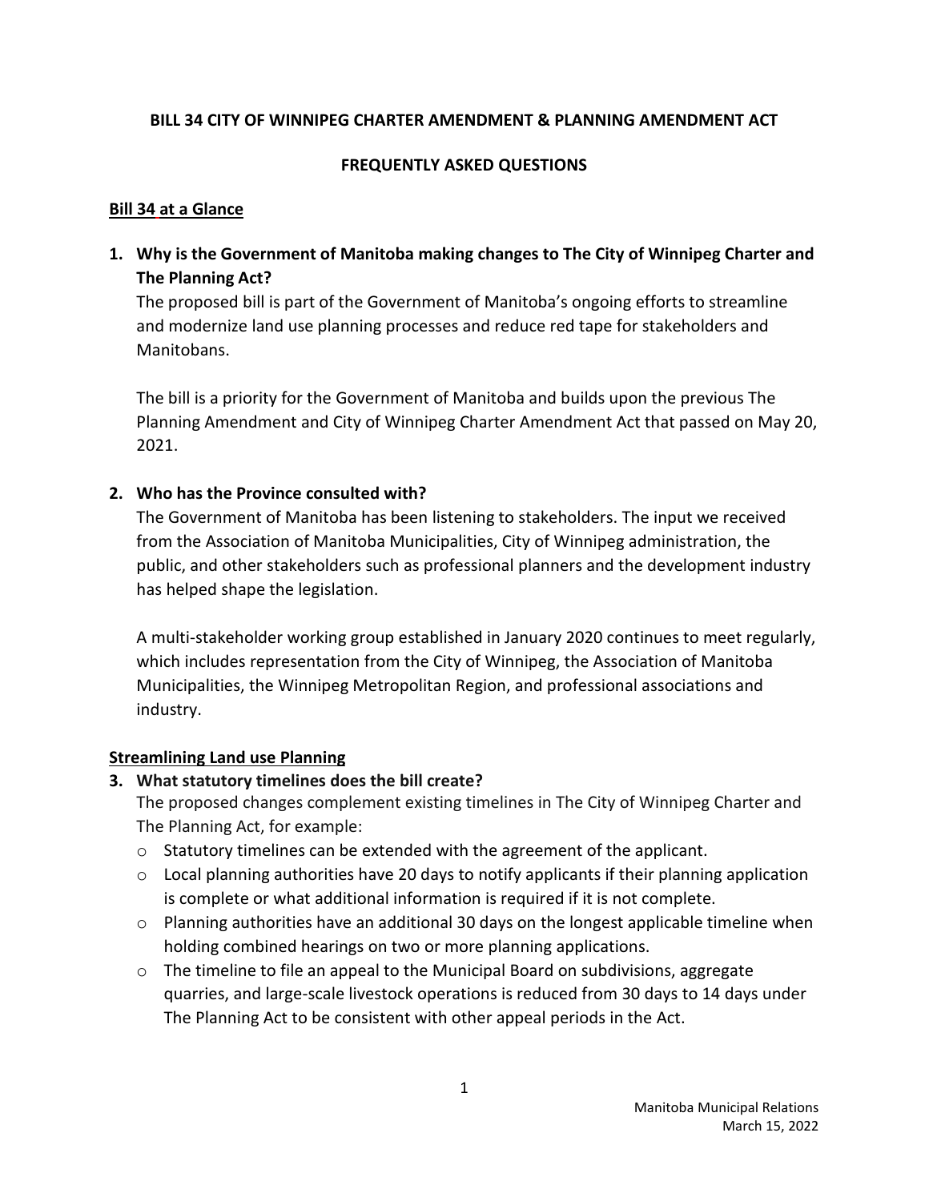# BILL 34 CITY OF WINNIPEG CHARTER AMENDMENT & PLANNING AMENDMENT ACT

## FREQUENTLY ASKED QUESTIONS

### Bill 34 at a Glance

**1. Why is the Government of Manitoba making changes to The City of Winnipeg Charter and The Planning Act?**

The proposed bill is part of the Government of Manitoba's ongoing efforts to streamline and modernize land use planning processes and reduce red tape for stakeholders and Manitobans.

The bill is a priority for the Government of Manitoba and builds upon the previous The Planning Amendment and City of Winnipeg Charter Amendment Act that passed on May 20, 2021.

**2. Who has the Province consulted with?**

The Government of Manitoba has been listening to stakeholders. The input we received from the Association of Manitoba Municipalities, City of Winnipeg administration, the public, and other stakeholders such as professional planners and the development industry has helped shape the legislation.

A multi-stakeholder working group established in January 2020 continues to meet regularly, which includes representation from the City of Winnipeg, the Association of Manitoba Municipalities, the Winnipeg Metropolitan Region, and professional associations and industry.

### Streamlining Land use Planning

**3. What statutory timelines does the bill create?**

The proposed changes complement existing timelines in The City of Winnipeg Charter and The Planning Act, for example:

- Statutory timelines can be extended with the agreement of the applicant.
- Local planning authorities have 20 days to notify applicants if their planning application is complete or what additional information is required if it is not complete.
- Planning authorities have an additional 30 days on the longest applicable timeline when holding combined hearings on two or more planning applications.
- The timeline to file an appeal to the Municipal Board on subdivisions, aggregate quarries, and large-scale livestock operations is reduced from 30 days to 14 days under The Planning Act to be consistent with other appeal periods in the Act.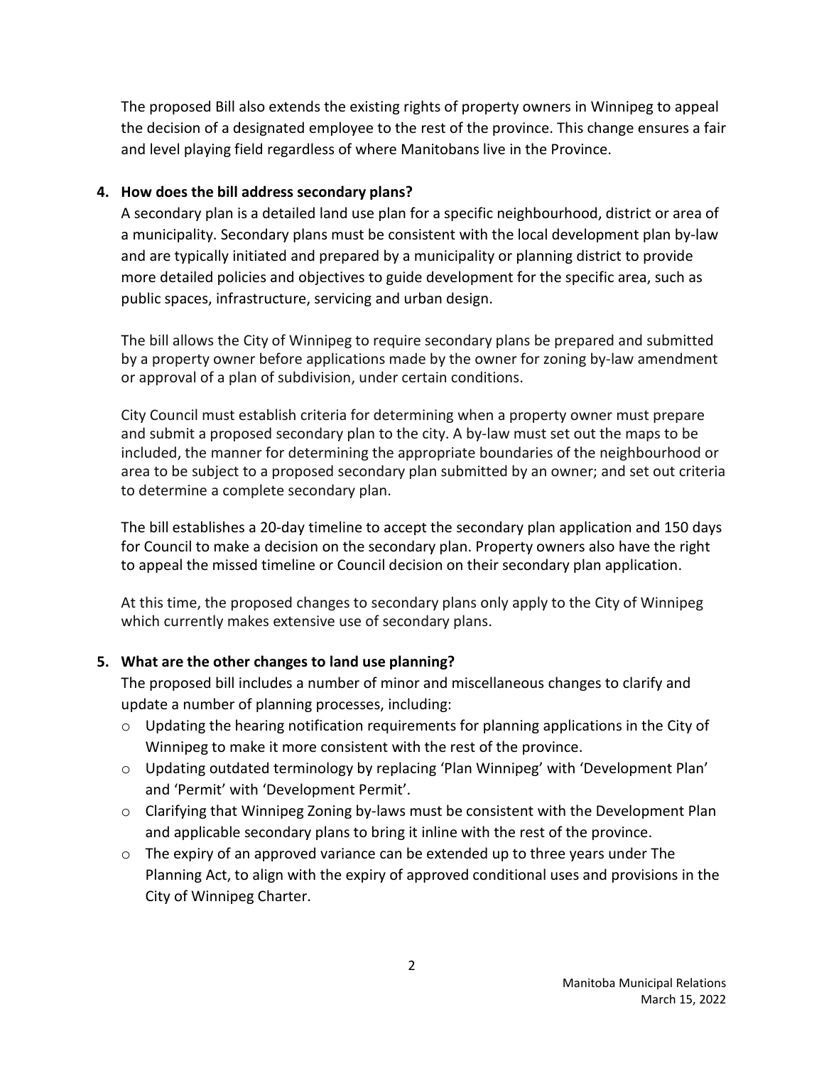The proposed Bill also extends the existing rights of property owners in Winnipeg to appeal the decision of a designated employee to the rest of the province. This change ensures a fair and level playing field regardless of where Manitobans live in the Province.

**4. How does the bill address secondary plans?**

A secondary plan is a detailed land use plan for a specific neighbourhood, district or area of a municipality. Secondary plans must be consistent with the local development plan by-law and are typically initiated and prepared by a municipality or planning district to provide more detailed policies and objectives to guide development for the specific area, such as public spaces, infrastructure, servicing and urban design.

The bill allows the City of Winnipeg to require secondary plans be prepared and submitted by a property owner before applications made by the owner for zoning by-law amendment or approval of a plan of subdivision, under certain conditions.

City Council must establish criteria for determining when a property owner must prepare and submit a proposed secondary plan to the city. A by-law must set out the maps to be included, the manner for determining the appropriate boundaries of the neighbourhood or area to be subject to a proposed secondary plan submitted by an owner; and set out criteria to determine a complete secondary plan.

The bill establishes a 20-day timeline to accept the secondary plan application and 150 days for Council to make a decision on the secondary plan. Property owners also have the right to appeal the missed timeline or Council decision on their secondary plan application.

At this time, the proposed changes to secondary plans only apply to the City of Winnipeg which currently makes extensive use of secondary plans.

**5. What are the other changes to land use planning?**

The proposed bill includes a number of minor and miscellaneous changes to clarify and update a number of planning processes, including:

- Updating the hearing notification requirements for planning applications in the City of Winnipeg to make it more consistent with the rest of the province.
- Updating outdated terminology by replacing 'Plan Winnipeg' with 'Development Plan' and 'Permit' with 'Development Permit'.
- Clarifying that Winnipeg Zoning by-laws must be consistent with the Development Plan and applicable secondary plans to bring it inline with the rest of the province.
- The expiry of an approved variance can be extended up to three years under The Planning Act, to align with the expiry of approved conditional uses and provisions in the City of Winnipeg Charter.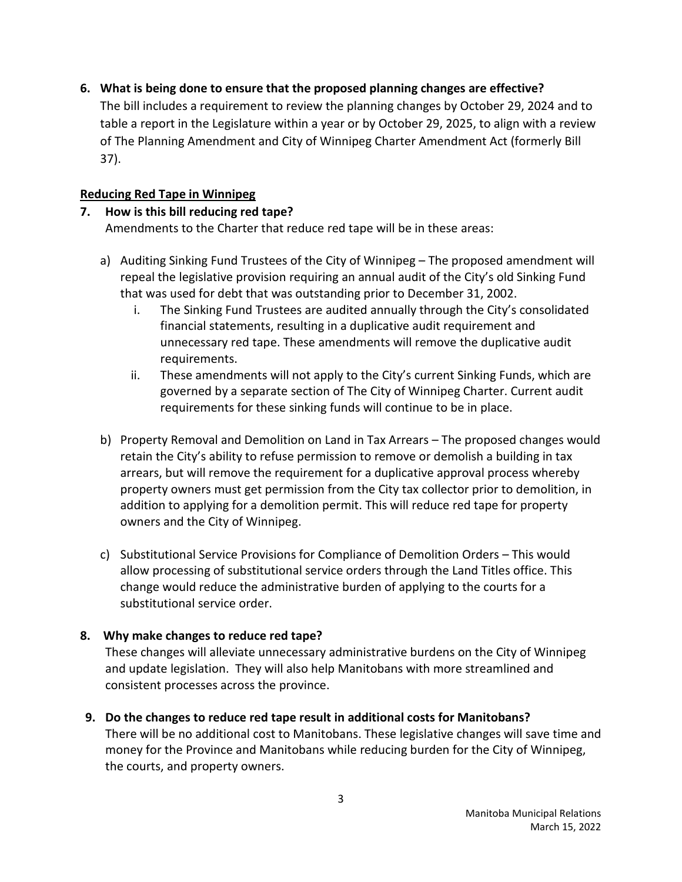**6. What is being done to ensure that the proposed planning changes are effective?**

The bill includes a requirement to review the planning changes by October 29, 2024 and to table a report in the Legislature within a year or by October 29, 2025, to align with a review of The Planning Amendment and City of Winnipeg Charter Amendment Act (formerly Bill 37).

**Reducing Red Tape in Winnipeg**

**7. How is this bill reducing red tape?**

Amendments to the Charter that reduce red tape will be in these areas:

a) Auditing Sinking Fund Trustees of the City of Winnipeg – The proposed amendment will repeal the legislative provision requiring an annual audit of the City's old Sinking Fund that was used for debt that was outstanding prior to December 31, 2002.
   i. The Sinking Fund Trustees are audited annually through the City's consolidated financial statements, resulting in a duplicative audit requirement and unnecessary red tape. These amendments will remove the duplicative audit requirements.
   ii. These amendments will not apply to the City's current Sinking Funds, which are governed by a separate section of The City of Winnipeg Charter. Current audit requirements for these sinking funds will continue to be in place.

b) Property Removal and Demolition on Land in Tax Arrears – The proposed changes would retain the City's ability to refuse permission to remove or demolish a building in tax arrears, but will remove the requirement for a duplicative approval process whereby property owners must get permission from the City tax collector prior to demolition, in addition to applying for a demolition permit. This will reduce red tape for property owners and the City of Winnipeg.

c) Substitutional Service Provisions for Compliance of Demolition Orders – This would allow processing of substitutional service orders through the Land Titles office. This change would reduce the administrative burden of applying to the courts for a substitutional service order.

**8. Why make changes to reduce red tape?**

These changes will alleviate unnecessary administrative burdens on the City of Winnipeg and update legislation. They will also help Manitobans with more streamlined and consistent processes across the province.

**9. Do the changes to reduce red tape result in additional costs for Manitobans?**

There will be no additional cost to Manitobans. These legislative changes will save time and money for the Province and Manitobans while reducing burden for the City of Winnipeg, the courts, and property owners.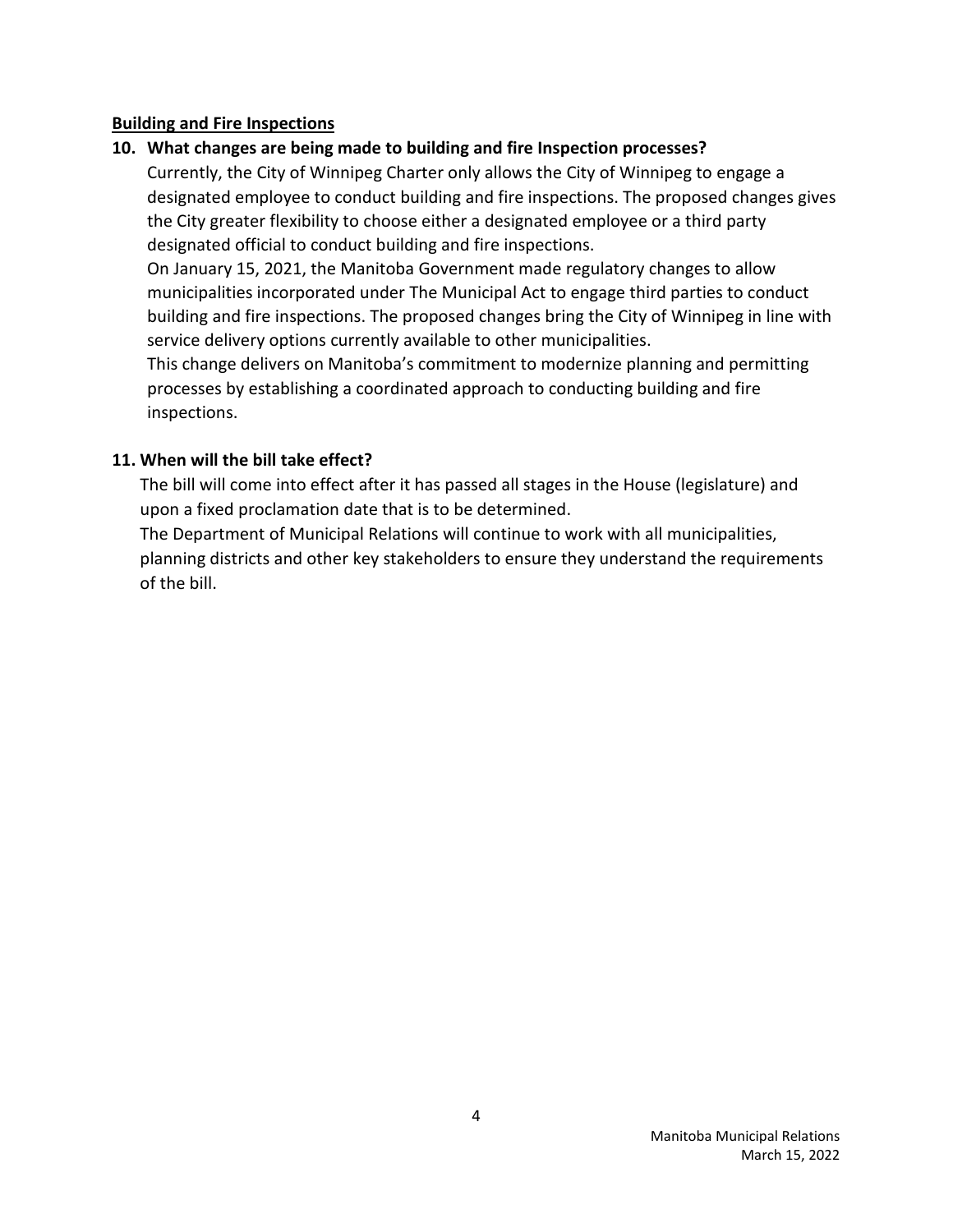**Building and Fire Inspections**

**10. What changes are being made to building and fire Inspection processes?**

Currently, the City of Winnipeg Charter only allows the City of Winnipeg to engage a designated employee to conduct building and fire inspections. The proposed changes gives the City greater flexibility to choose either a designated employee or a third party designated official to conduct building and fire inspections.

On January 15, 2021, the Manitoba Government made regulatory changes to allow municipalities incorporated under The Municipal Act to engage third parties to conduct building and fire inspections. The proposed changes bring the City of Winnipeg in line with service delivery options currently available to other municipalities.

This change delivers on Manitoba's commitment to modernize planning and permitting processes by establishing a coordinated approach to conducting building and fire inspections.

**11. When will the bill take effect?**

The bill will come into effect after it has passed all stages in the House (legislature) and upon a fixed proclamation date that is to be determined.

The Department of Municipal Relations will continue to work with all municipalities, planning districts and other key stakeholders to ensure they understand the requirements of the bill.